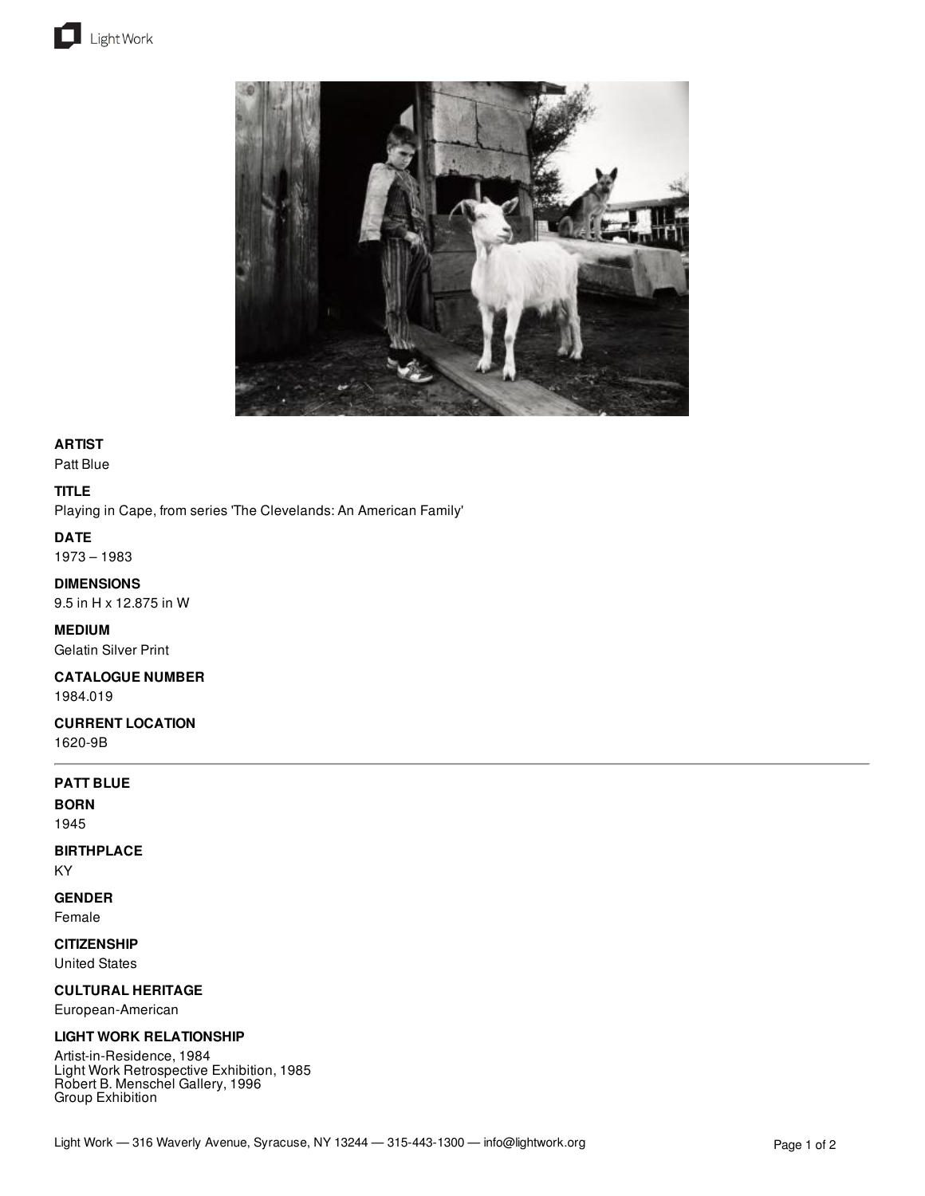**ARTIST**
Patt Blue

**TITLE**
Playing in Cape, from series 'The Clevelands: An American Family'

**DATE**
1973 – 1983

**DIMENSIONS**
9.5 in H x 12.875 in W

**MEDIUM**
Gelatin Silver Print

**CATALOGUE NUMBER**
1984.019

**CURRENT LOCATION**
1620-9B

---

**PATT BLUE**

**BORN**
1945

**BIRTHPLACE**
KY

**GENDER**
Female

**CITIZENSHIP**
United States

**CULTURAL HERITAGE**
European-American

**LIGHT WORK RELATIONSHIP**
Artist-in-Residence, 1984
Light Work Retrospective Exhibition, 1985
Robert B. Menschel Gallery, 1996
Group Exhibition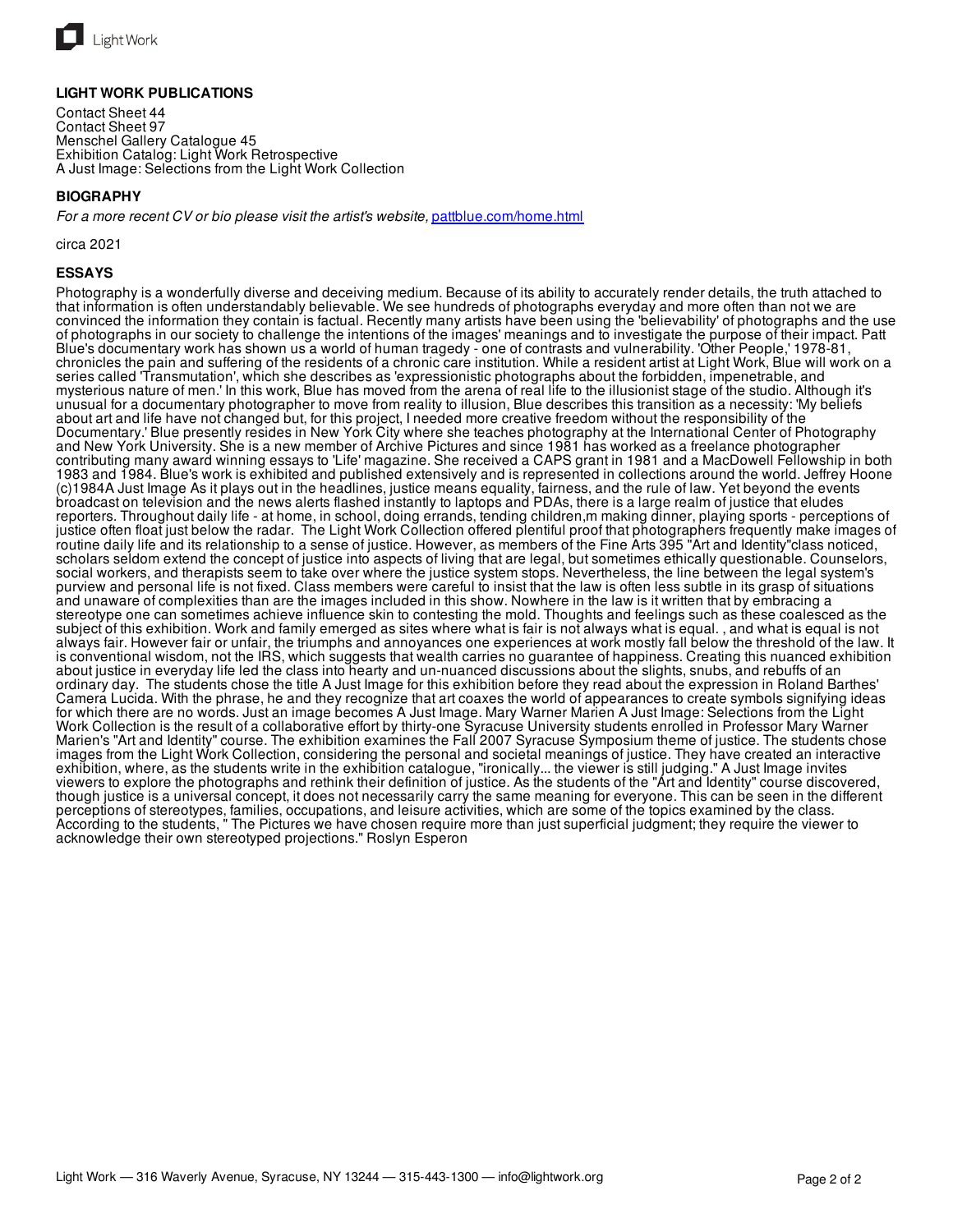### LIGHT WORK PUBLICATIONS

Contact Sheet 44
Contact Sheet 97
Menschel Gallery Catalogue 45
Exhibition Catalog: Light Work Retrospective
A Just Image: Selections from the Light Work Collection

### BIOGRAPHY

*For a more recent CV or bio please visit the artist's website,* [pattblue.com/home.html](pattblue.com/home.html)

circa 2021

### ESSAYS

Photography is a wonderfully diverse and deceiving medium. Because of its ability to accurately render details, the truth attached to that information is often understandably believable. We see hundreds of photographs everyday and more often than not we are convinced the information they contain is factual. Recently many artists have been using the 'believability' of photographs and the use of photographs in our society to challenge the intentions of the images' meanings and to investigate the purpose of their impact. Patt Blue's documentary work has shown us a world of human tragedy - one of contrasts and vulnerability. 'Other People,' 1978-81, chronicles the pain and suffering of the residents of a chronic care institution. While a resident artist at Light Work, Blue will work on a series called 'Transmutation', which she describes as 'expressionistic photographs about the forbidden, impenetrable, and mysterious nature of men.' In this work, Blue has moved from the arena of real life to the illusionist stage of the studio. Although it's unusual for a documentary photographer to move from reality to illusion, Blue describes this transition as a necessity: 'My beliefs about art and life have not changed but, for this project, I needed more creative freedom without the responsibility of the Documentary.' Blue presently resides in New York City where she teaches photography at the International Center of Photography and New York University. She is a new member of Archive Pictures and since 1981 has worked as a freelance photographer contributing many award winning essays to 'Life' magazine. She received a CAPS grant in 1981 and a MacDowell Fellowship in both 1983 and 1984. Blue's work is exhibited and published extensively and is represented in collections around the world. Jeffrey Hoone (c)1984A Just Image As it plays out in the headlines, justice means equality, fairness, and the rule of law. Yet beyond the events broadcast on television and the news alerts flashed instantly to laptops and PDAs, there is a large realm of justice that eludes reporters. Throughout daily life - at home, in school, doing errands, tending children,m making dinner, playing sports - perceptions of justice often float just below the radar. The Light Work Collection offered plentiful proof that photographers frequently make images of routine daily life and its relationship to a sense of justice. However, as members of the Fine Arts 395 "Art and Identity"class noticed, scholars seldom extend the concept of justice into aspects of living that are legal, but sometimes ethically questionable. Counselors, social workers, and therapists seem to take over where the justice system stops. Nevertheless, the line between the legal system's purview and personal life is not fixed. Class members were careful to insist that the law is often less subtle in its grasp of situations and unaware of complexities than are the images included in this show. Nowhere in the law is it written that by embracing a stereotype one can sometimes achieve influence skin to contesting the mold. Thoughts and feelings such as these coalesced as the subject of this exhibition. Work and family emerged as sites where what is fair is not always what is equal. , and what is equal is not always fair. However fair or unfair, the triumphs and annoyances one experiences at work mostly fall below the threshold of the law. It is conventional wisdom, not the IRS, which suggests that wealth carries no guarantee of happiness. Creating this nuanced exhibition about justice in everyday life led the class into hearty and un-nuanced discussions about the slights, snubs, and rebuffs of an ordinary day. The students chose the title A Just Image for this exhibition before they read about the expression in Roland Barthes' Camera Lucida. With the phrase, he and they recognize that art coaxes the world of appearances to create symbols signifying ideas for which there are no words. Just an image becomes A Just Image. Mary Warner Marien A Just Image: Selections from the Light Work Collection is the result of a collaborative effort by thirty-one Syracuse University students enrolled in Professor Mary Warner Marien's "Art and Identity" course. The exhibition examines the Fall 2007 Syracuse Symposium theme of justice. The students chose images from the Light Work Collection, considering the personal and societal meanings of justice. They have created an interactive exhibition, where, as the students write in the exhibition catalogue, "ironically... the viewer is still judging." A Just Image invites viewers to explore the photographs and rethink their definition of justice. As the students of the "Art and Identity" course discovered, though justice is a universal concept, it does not necessarily carry the same meaning for everyone. This can be seen in the different perceptions of stereotypes, families, occupations, and leisure activities, which are some of the topics examined by the class. According to the students, " The Pictures we have chosen require more than just superficial judgment; they require the viewer to acknowledge their own stereotyped projections." Roslyn Esperon